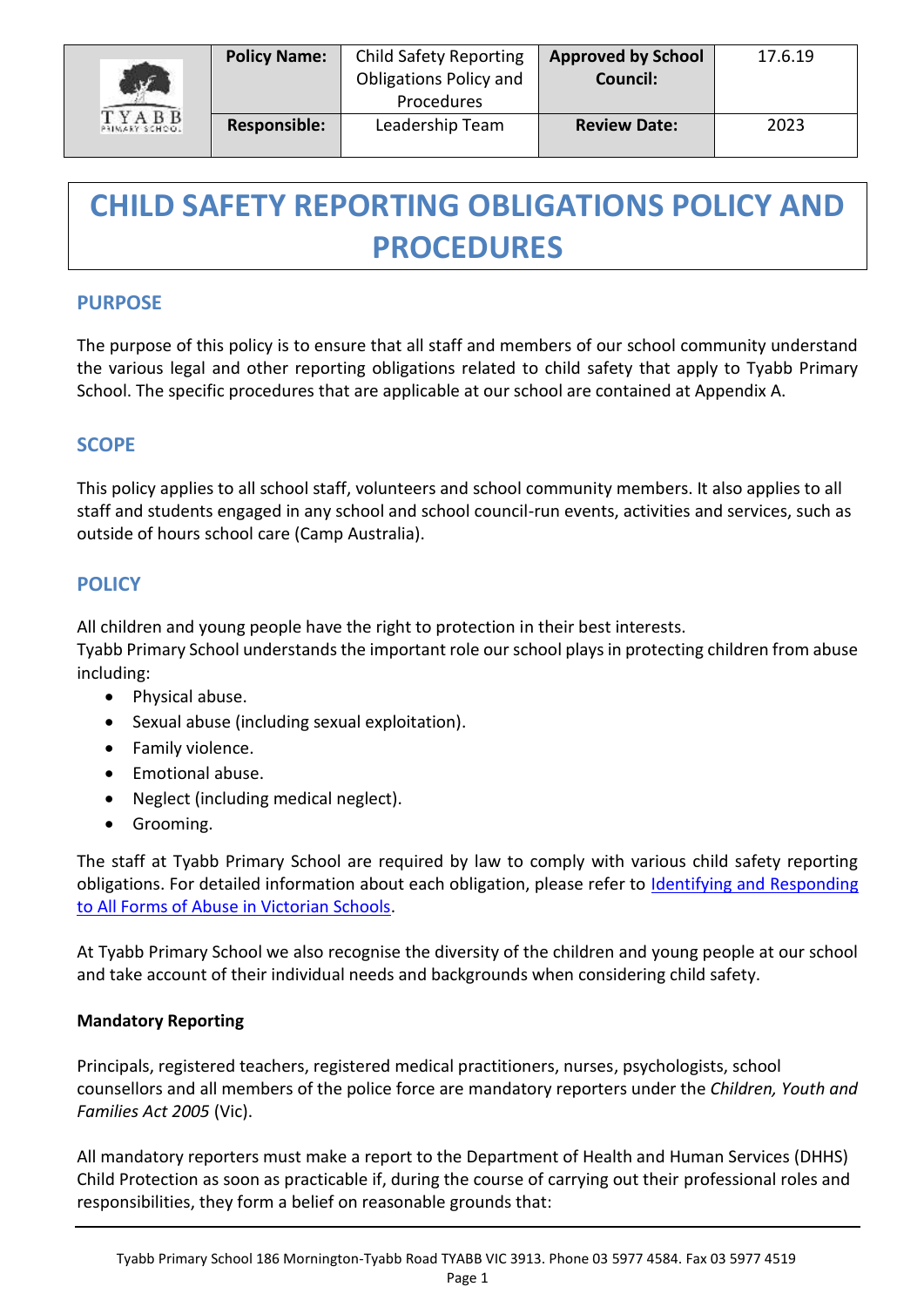| | Policy Name: | Child Safety Reporting Obligations Policy and Procedures | Approved by School Council: | 17.6.19 |
|---|---|---|---|---|
| TYABB PRIMARY SCHOOL | Responsible: | Leadership Team | Review Date: | 2023 |

# CHILD SAFETY REPORTING OBLIGATIONS POLICY AND PROCEDURES

## PURPOSE

The purpose of this policy is to ensure that all staff and members of our school community understand the various legal and other reporting obligations related to child safety that apply to Tyabb Primary School. The specific procedures that are applicable at our school are contained at Appendix A.

## SCOPE

This policy applies to all school staff, volunteers and school community members. It also applies to all staff and students engaged in any school and school council-run events, activities and services, such as outside of hours school care (Camp Australia).

## POLICY

All children and young people have the right to protection in their best interests.
Tyabb Primary School understands the important role our school plays in protecting children from abuse including:

- Physical abuse.
- Sexual abuse (including sexual exploitation).
- Family violence.
- Emotional abuse.
- Neglect (including medical neglect).
- Grooming.

The staff at Tyabb Primary School are required by law to comply with various child safety reporting obligations. For detailed information about each obligation, please refer to [Identifying and Responding to All Forms of Abuse in Victorian Schools](#).

At Tyabb Primary School we also recognise the diversity of the children and young people at our school and take account of their individual needs and backgrounds when considering child safety.

**Mandatory Reporting**

Principals, registered teachers, registered medical practitioners, nurses, psychologists, school counsellors and all members of the police force are mandatory reporters under the *Children, Youth and Families Act 2005* (Vic).

All mandatory reporters must make a report to the Department of Health and Human Services (DHHS) Child Protection as soon as practicable if, during the course of carrying out their professional roles and responsibilities, they form a belief on reasonable grounds that: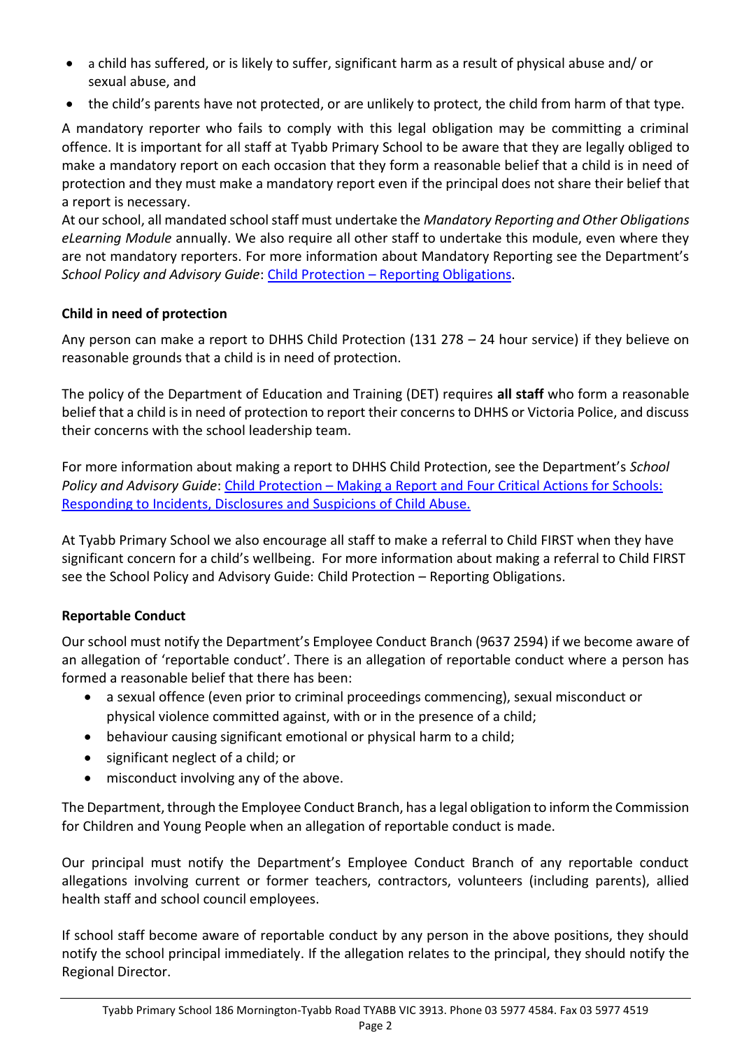- a child has suffered, or is likely to suffer, significant harm as a result of physical abuse and/ or sexual abuse, and
- the child's parents have not protected, or are unlikely to protect, the child from harm of that type.

A mandatory reporter who fails to comply with this legal obligation may be committing a criminal offence. It is important for all staff at Tyabb Primary School to be aware that they are legally obliged to make a mandatory report on each occasion that they form a reasonable belief that a child is in need of protection and they must make a mandatory report even if the principal does not share their belief that a report is necessary.

At our school, all mandated school staff must undertake the *Mandatory Reporting and Other Obligations eLearning Module* annually. We also require all other staff to undertake this module, even where they are not mandatory reporters. For more information about Mandatory Reporting see the Department's *School Policy and Advisory Guide*: Child Protection – Reporting Obligations.

**Child in need of protection**

Any person can make a report to DHHS Child Protection (131 278 – 24 hour service) if they believe on reasonable grounds that a child is in need of protection.

The policy of the Department of Education and Training (DET) requires **all staff** who form a reasonable belief that a child is in need of protection to report their concerns to DHHS or Victoria Police, and discuss their concerns with the school leadership team.

For more information about making a report to DHHS Child Protection, see the Department's *School Policy and Advisory Guide*: Child Protection – Making a Report and Four Critical Actions for Schools: Responding to Incidents, Disclosures and Suspicions of Child Abuse.

At Tyabb Primary School we also encourage all staff to make a referral to Child FIRST when they have significant concern for a child's wellbeing. For more information about making a referral to Child FIRST see the School Policy and Advisory Guide: Child Protection – Reporting Obligations.

**Reportable Conduct**

Our school must notify the Department's Employee Conduct Branch (9637 2594) if we become aware of an allegation of 'reportable conduct'. There is an allegation of reportable conduct where a person has formed a reasonable belief that there has been:

- a sexual offence (even prior to criminal proceedings commencing), sexual misconduct or physical violence committed against, with or in the presence of a child;
- behaviour causing significant emotional or physical harm to a child;
- significant neglect of a child; or
- misconduct involving any of the above.

The Department, through the Employee Conduct Branch, has a legal obligation to inform the Commission for Children and Young People when an allegation of reportable conduct is made.

Our principal must notify the Department's Employee Conduct Branch of any reportable conduct allegations involving current or former teachers, contractors, volunteers (including parents), allied health staff and school council employees.

If school staff become aware of reportable conduct by any person in the above positions, they should notify the school principal immediately. If the allegation relates to the principal, they should notify the Regional Director.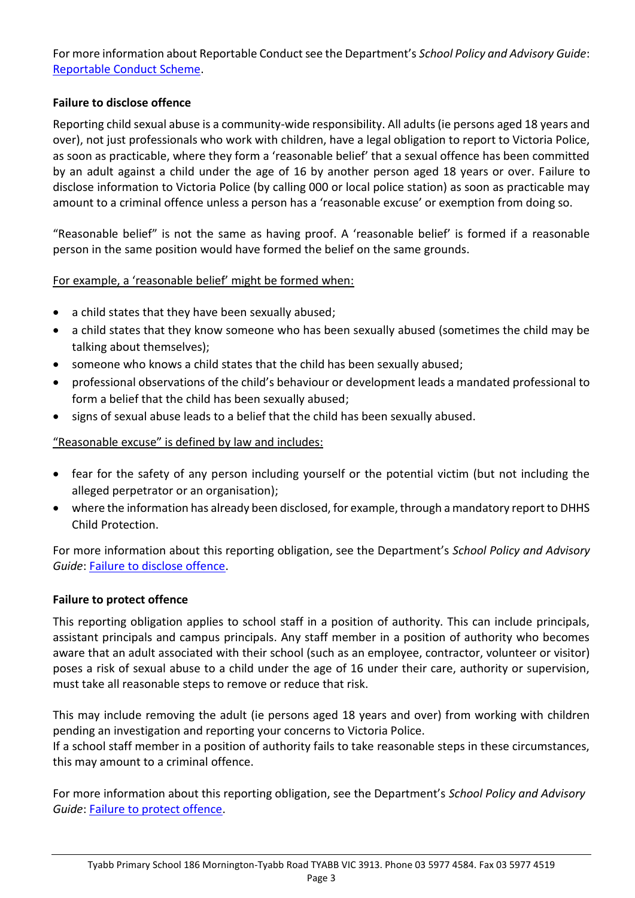For more information about Reportable Conduct see the Department's *School Policy and Advisory Guide*: [Reportable Conduct Scheme](Reportable Conduct Scheme).

**Failure to disclose offence**

Reporting child sexual abuse is a community-wide responsibility. All adults (ie persons aged 18 years and over), not just professionals who work with children, have a legal obligation to report to Victoria Police, as soon as practicable, where they form a 'reasonable belief' that a sexual offence has been committed by an adult against a child under the age of 16 by another person aged 18 years or over. Failure to disclose information to Victoria Police (by calling 000 or local police station) as soon as practicable may amount to a criminal offence unless a person has a 'reasonable excuse' or exemption from doing so.

"Reasonable belief" is not the same as having proof. A 'reasonable belief' is formed if a reasonable person in the same position would have formed the belief on the same grounds.

For example, a 'reasonable belief' might be formed when:

- a child states that they have been sexually abused;
- a child states that they know someone who has been sexually abused (sometimes the child may be talking about themselves);
- someone who knows a child states that the child has been sexually abused;
- professional observations of the child's behaviour or development leads a mandated professional to form a belief that the child has been sexually abused;
- signs of sexual abuse leads to a belief that the child has been sexually abused.

"Reasonable excuse" is defined by law and includes:

- fear for the safety of any person including yourself or the potential victim (but not including the alleged perpetrator or an organisation);
- where the information has already been disclosed, for example, through a mandatory report to DHHS Child Protection.

For more information about this reporting obligation, see the Department's *School Policy and Advisory Guide*: Failure to disclose offence.

**Failure to protect offence**

This reporting obligation applies to school staff in a position of authority. This can include principals, assistant principals and campus principals. Any staff member in a position of authority who becomes aware that an adult associated with their school (such as an employee, contractor, volunteer or visitor) poses a risk of sexual abuse to a child under the age of 16 under their care, authority or supervision, must take all reasonable steps to remove or reduce that risk.

This may include removing the adult (ie persons aged 18 years and over) from working with children pending an investigation and reporting your concerns to Victoria Police.
If a school staff member in a position of authority fails to take reasonable steps in these circumstances, this may amount to a criminal offence.

For more information about this reporting obligation, see the Department's *School Policy and Advisory Guide*: Failure to protect offence.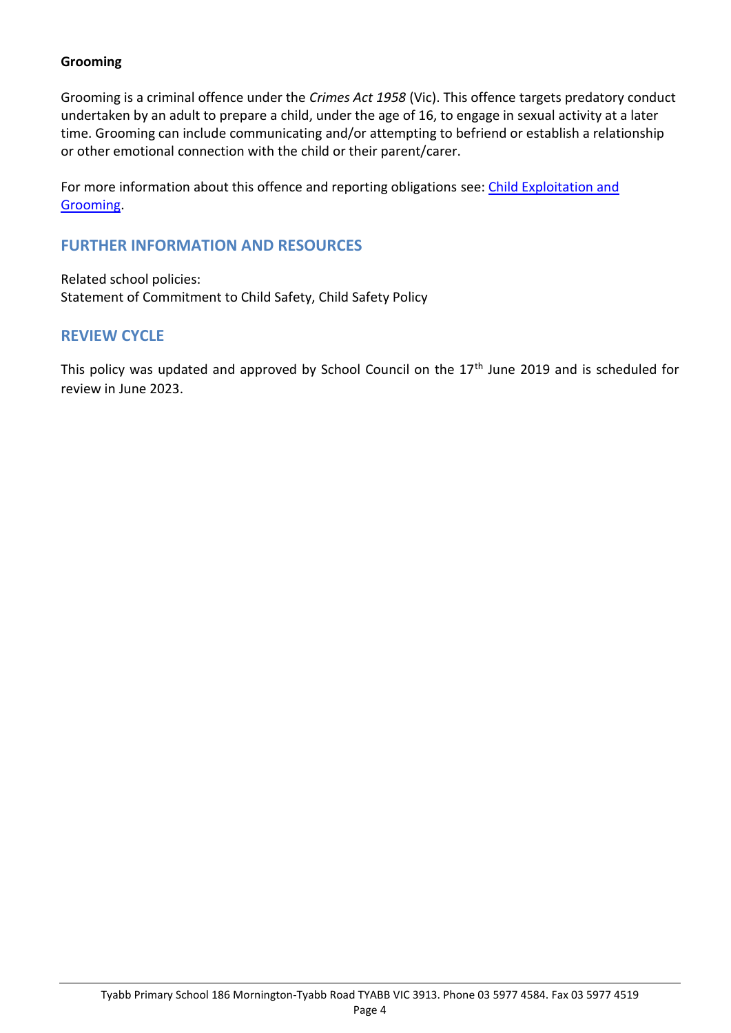**Grooming**

Grooming is a criminal offence under the *Crimes Act 1958* (Vic). This offence targets predatory conduct undertaken by an adult to prepare a child, under the age of 16, to engage in sexual activity at a later time. Grooming can include communicating and/or attempting to befriend or establish a relationship or other emotional connection with the child or their parent/carer.

For more information about this offence and reporting obligations see: [Child Exploitation and Grooming](#).

## FURTHER INFORMATION AND RESOURCES

Related school policies:
Statement of Commitment to Child Safety, Child Safety Policy

## REVIEW CYCLE

This policy was updated and approved by School Council on the 17th June 2019 and is scheduled for review in June 2023.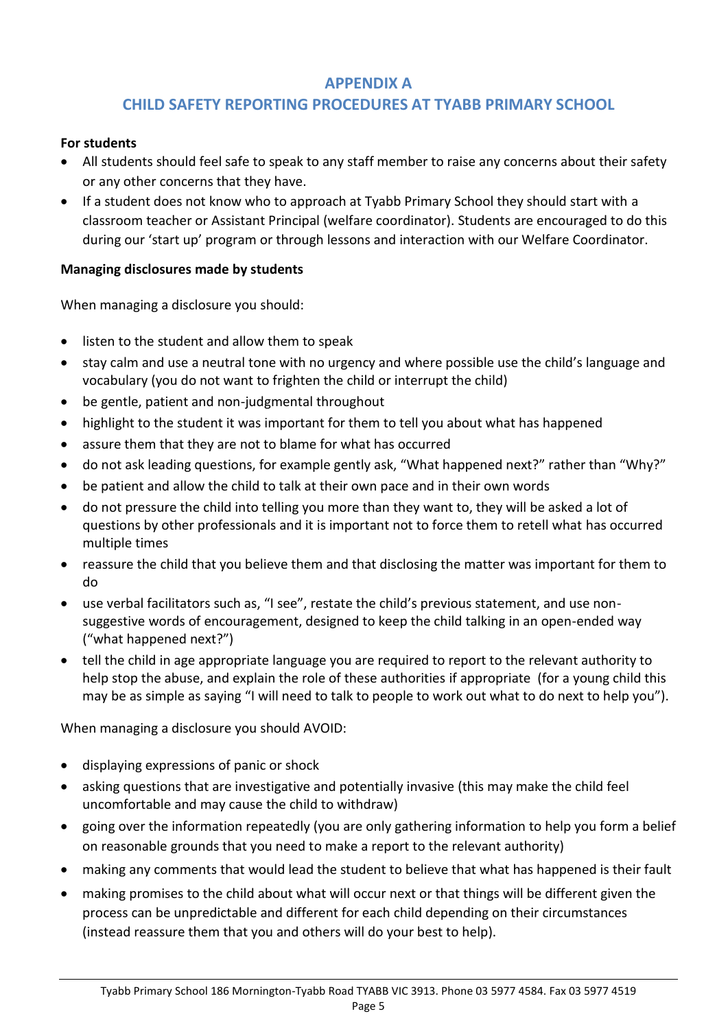## APPENDIX A
## CHILD SAFETY REPORTING PROCEDURES AT TYABB PRIMARY SCHOOL

**For students**

- All students should feel safe to speak to any staff member to raise any concerns about their safety or any other concerns that they have.
- If a student does not know who to approach at Tyabb Primary School they should start with a classroom teacher or Assistant Principal (welfare coordinator). Students are encouraged to do this during our 'start up' program or through lessons and interaction with our Welfare Coordinator.

**Managing disclosures made by students**

When managing a disclosure you should:

- listen to the student and allow them to speak
- stay calm and use a neutral tone with no urgency and where possible use the child's language and vocabulary (you do not want to frighten the child or interrupt the child)
- be gentle, patient and non-judgmental throughout
- highlight to the student it was important for them to tell you about what has happened
- assure them that they are not to blame for what has occurred
- do not ask leading questions, for example gently ask, "What happened next?" rather than "Why?"
- be patient and allow the child to talk at their own pace and in their own words
- do not pressure the child into telling you more than they want to, they will be asked a lot of questions by other professionals and it is important not to force them to retell what has occurred multiple times
- reassure the child that you believe them and that disclosing the matter was important for them to do
- use verbal facilitators such as, "I see", restate the child's previous statement, and use non-suggestive words of encouragement, designed to keep the child talking in an open-ended way ("what happened next?")
- tell the child in age appropriate language you are required to report to the relevant authority to help stop the abuse, and explain the role of these authorities if appropriate (for a young child this may be as simple as saying "I will need to talk to people to work out what to do next to help you").

When managing a disclosure you should AVOID:

- displaying expressions of panic or shock
- asking questions that are investigative and potentially invasive (this may make the child feel uncomfortable and may cause the child to withdraw)
- going over the information repeatedly (you are only gathering information to help you form a belief on reasonable grounds that you need to make a report to the relevant authority)
- making any comments that would lead the student to believe that what has happened is their fault
- making promises to the child about what will occur next or that things will be different given the process can be unpredictable and different for each child depending on their circumstances (instead reassure them that you and others will do your best to help).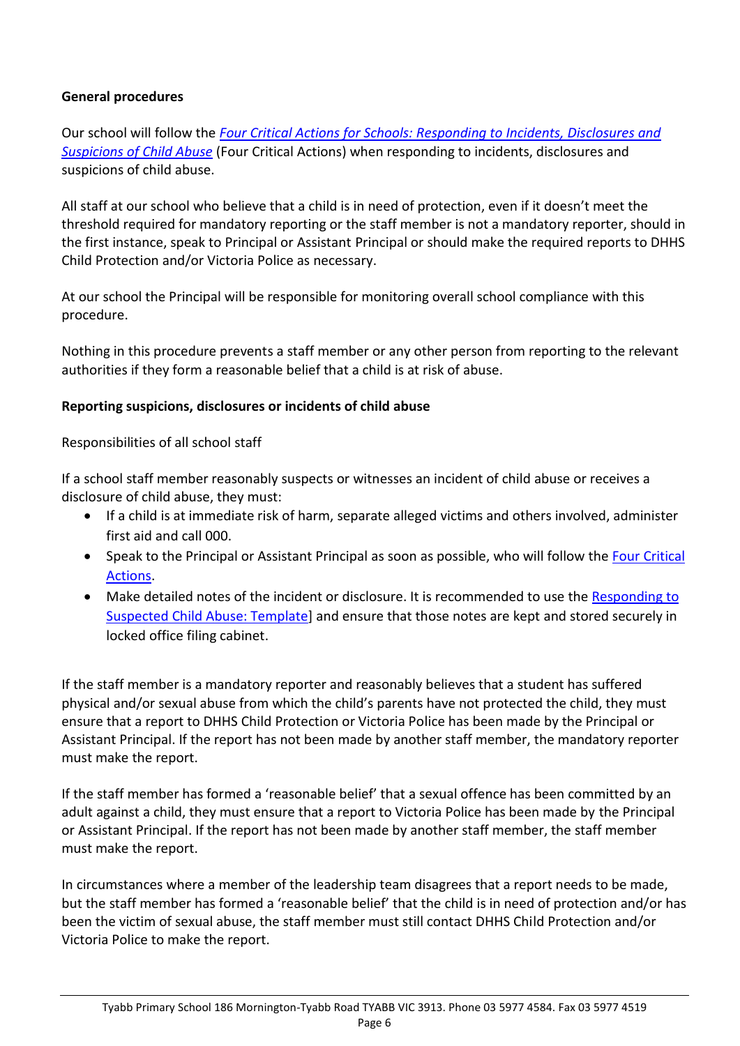**General procedures**

Our school will follow the *Four Critical Actions for Schools: Responding to Incidents, Disclosures and Suspicions of Child Abuse* (Four Critical Actions) when responding to incidents, disclosures and suspicions of child abuse.

All staff at our school who believe that a child is in need of protection, even if it doesn't meet the threshold required for mandatory reporting or the staff member is not a mandatory reporter, should in the first instance, speak to Principal or Assistant Principal or should make the required reports to DHHS Child Protection and/or Victoria Police as necessary.

At our school the Principal will be responsible for monitoring overall school compliance with this procedure.

Nothing in this procedure prevents a staff member or any other person from reporting to the relevant authorities if they form a reasonable belief that a child is at risk of abuse.

**Reporting suspicions, disclosures or incidents of child abuse**

Responsibilities of all school staff

If a school staff member reasonably suspects or witnesses an incident of child abuse or receives a disclosure of child abuse, they must:

- If a child is at immediate risk of harm, separate alleged victims and others involved, administer first aid and call 000.
- Speak to the Principal or Assistant Principal as soon as possible, who will follow the Four Critical Actions.
- Make detailed notes of the incident or disclosure. It is recommended to use the Responding to Suspected Child Abuse: Template] and ensure that those notes are kept and stored securely in locked office filing cabinet.

If the staff member is a mandatory reporter and reasonably believes that a student has suffered physical and/or sexual abuse from which the child's parents have not protected the child, they must ensure that a report to DHHS Child Protection or Victoria Police has been made by the Principal or Assistant Principal. If the report has not been made by another staff member, the mandatory reporter must make the report.

If the staff member has formed a 'reasonable belief' that a sexual offence has been committed by an adult against a child, they must ensure that a report to Victoria Police has been made by the Principal or Assistant Principal. If the report has not been made by another staff member, the staff member must make the report.

In circumstances where a member of the leadership team disagrees that a report needs to be made, but the staff member has formed a 'reasonable belief' that the child is in need of protection and/or has been the victim of sexual abuse, the staff member must still contact DHHS Child Protection and/or Victoria Police to make the report.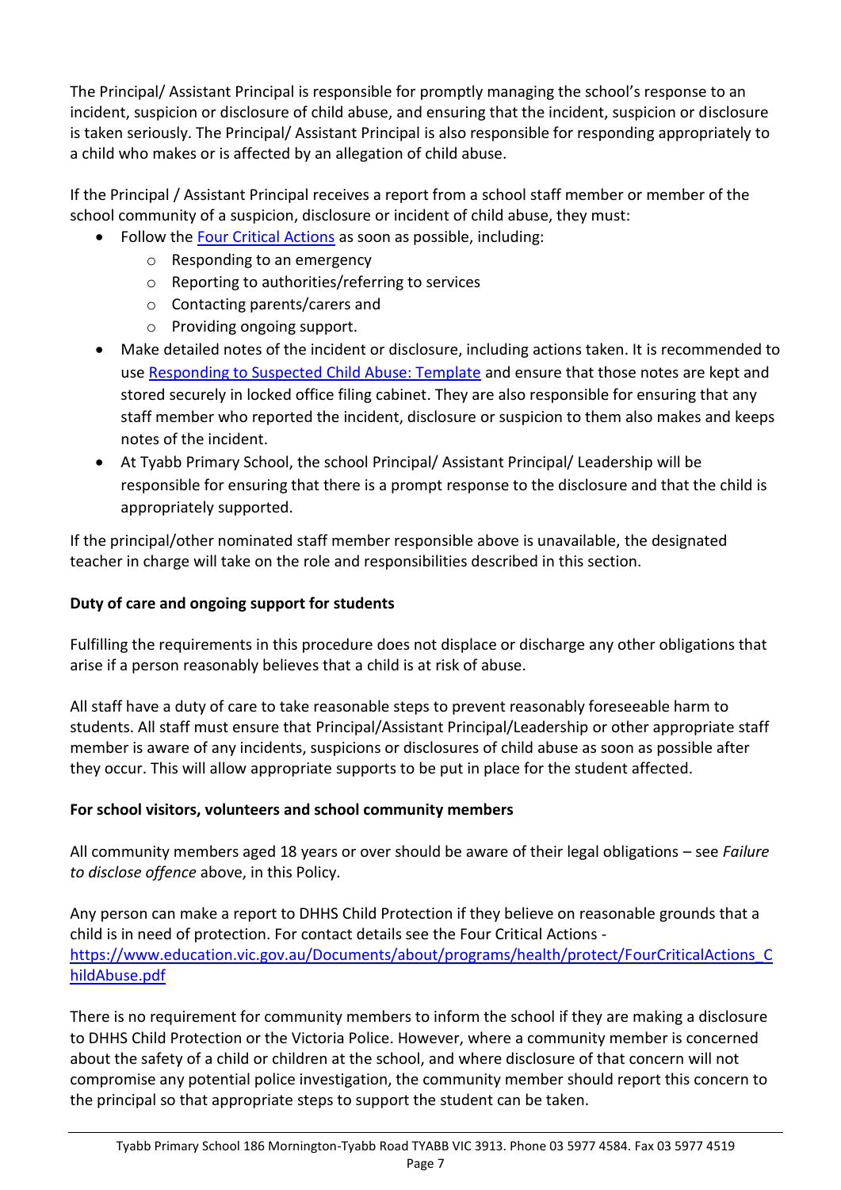The Principal/ Assistant Principal is responsible for promptly managing the school's response to an incident, suspicion or disclosure of child abuse, and ensuring that the incident, suspicion or disclosure is taken seriously. The Principal/ Assistant Principal is also responsible for responding appropriately to a child who makes or is affected by an allegation of child abuse.

If the Principal / Assistant Principal receives a report from a school staff member or member of the school community of a suspicion, disclosure or incident of child abuse, they must:

- Follow the [Four Critical Actions](https://www.education.vic.gov.au/Documents/about/programs/health/protect/FourCriticalActions_ChildAbuse.pdf) as soon as possible, including:
  - Responding to an emergency
  - Reporting to authorities/referring to services
  - Contacting parents/carers and
  - Providing ongoing support.
- Make detailed notes of the incident or disclosure, including actions taken. It is recommended to use [Responding to Suspected Child Abuse: Template]() and ensure that those notes are kept and stored securely in locked office filing cabinet. They are also responsible for ensuring that any staff member who reported the incident, disclosure or suspicion to them also makes and keeps notes of the incident.
- At Tyabb Primary School, the school Principal/ Assistant Principal/ Leadership will be responsible for ensuring that there is a prompt response to the disclosure and that the child is appropriately supported.

If the principal/other nominated staff member responsible above is unavailable, the designated teacher in charge will take on the role and responsibilities described in this section.

**Duty of care and ongoing support for students**

Fulfilling the requirements in this procedure does not displace or discharge any other obligations that arise if a person reasonably believes that a child is at risk of abuse.

All staff have a duty of care to take reasonable steps to prevent reasonably foreseeable harm to students. All staff must ensure that Principal/Assistant Principal/Leadership or other appropriate staff member is aware of any incidents, suspicions or disclosures of child abuse as soon as possible after they occur. This will allow appropriate supports to be put in place for the student affected.

**For school visitors, volunteers and school community members**

All community members aged 18 years or over should be aware of their legal obligations – see *Failure to disclose offence* above, in this Policy.

Any person can make a report to DHHS Child Protection if they believe on reasonable grounds that a child is in need of protection. For contact details see the Four Critical Actions - [https://www.education.vic.gov.au/Documents/about/programs/health/protect/FourCriticalActions_ChildAbuse.pdf](https://www.education.vic.gov.au/Documents/about/programs/health/protect/FourCriticalActions_ChildAbuse.pdf)

There is no requirement for community members to inform the school if they are making a disclosure to DHHS Child Protection or the Victoria Police. However, where a community member is concerned about the safety of a child or children at the school, and where disclosure of that concern will not compromise any potential police investigation, the community member should report this concern to the principal so that appropriate steps to support the student can be taken.